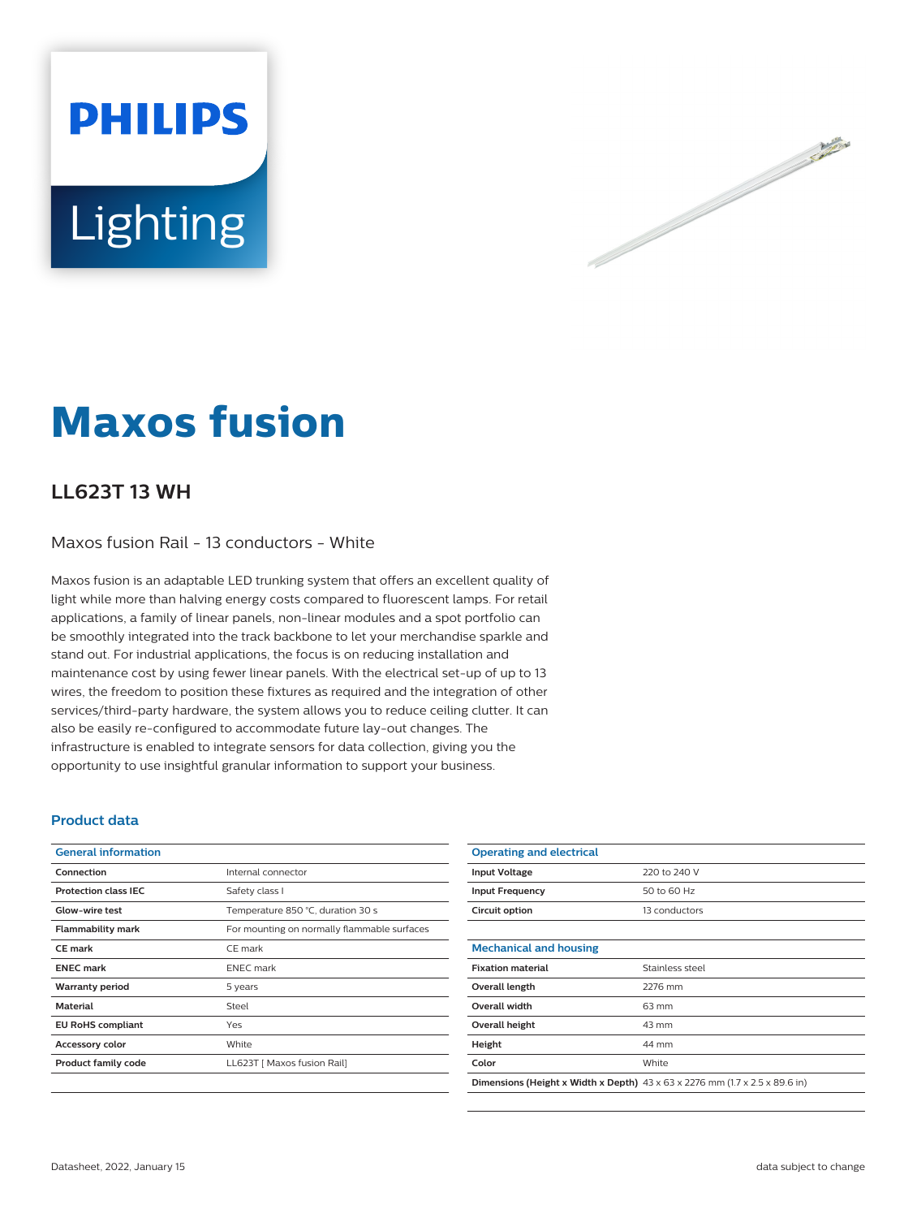PHILIPS

Lighting

# Maxos fusion

## LL623T 13 WH

Maxos fusion Rail - 13 conductors - White

Maxos fusion is an adaptable LED trunking system that offers an excellent quality of light while more than halving energy costs compared to fluorescent lamps. For retail applications, a family of linear panels, non-linear modules and a spot portfolio can be smoothly integrated into the track backbone to let your merchandise sparkle and stand out. For industrial applications, the focus is on reducing installation and maintenance cost by using fewer linear panels. With the electrical set-up of up to 13 wires, the freedom to position these fixtures as required and the integration of other services/third-party hardware, the system allows you to reduce ceiling clutter. It can also be easily re-configured to accommodate future lay-out changes. The infrastructure is enabled to integrate sensors for data collection, giving you the opportunity to use insightful granular information to support your business.

### Product data

| General information | |
|---|---|
| Connection | Internal connector |
| Protection class IEC | Safety class I |
| Glow-wire test | Temperature 850 °C, duration 30 s |
| Flammability mark | For mounting on normally flammable surfaces |
| CE mark | CE mark |
| ENEC mark | ENEC mark |
| Warranty period | 5 years |
| Material | Steel |
| EU RoHS compliant | Yes |
| Accessory color | White |
| Product family code | LL623T [ Maxos fusion Rail] |

| Operating and electrical | |
|---|---|
| Input Voltage | 220 to 240 V |
| Input Frequency | 50 to 60 Hz |
| Circuit option | 13 conductors |

| Mechanical and housing | |
|---|---|
| Fixation material | Stainless steel |
| Overall length | 2276 mm |
| Overall width | 63 mm |
| Overall height | 43 mm |
| Height | 44 mm |
| Color | White |
| Dimensions (Height x Width x Depth) | 43 x 63 x 2276 mm (1.7 x 2.5 x 89.6 in) |

Datasheet, 2022, January 15 — data subject to change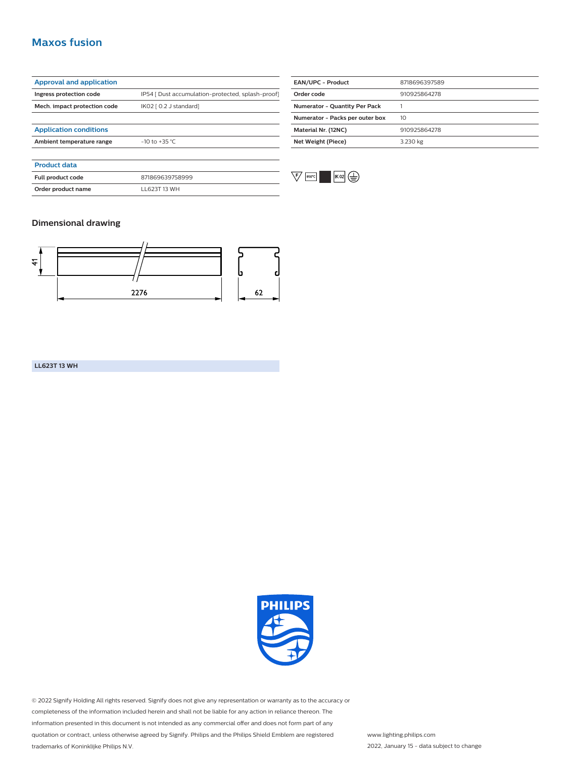# Maxos fusion

| Approval and application | |
|---|---|
| **Ingress protection code** | IP54 [ Dust accumulation-protected, splash-proof] |
| **Mech. impact protection code** | IK02 [ 0.2 J standard] |

| Application conditions | |
|---|---|
| **Ambient temperature range** | -10 to +35 °C |

| Product data | |
|---|---|
| **Full product code** | 871869639758999 |
| **Order product name** | LL623T 13 WH |

| | |
|---|---|
| **EAN/UPC - Product** | 8718696397589 |
| **Order code** | 910925864278 |
| **Numerator - Quantity Per Pack** | 1 |
| **Numerator - Packs per outer box** | 10 |
| **Material Nr. (12NC)** | 910925864278 |
| **Net Weight (Piece)** | 3.230 kg |

F 850°C IK 02

## Dimensional drawing

41

2276

62

**LL623T 13 WH**

© 2022 Signify Holding All rights reserved. Signify does not give any representation or warranty as to the accuracy or completeness of the information included herein and shall not be liable for any action in reliance thereon. The information presented in this document is not intended as any commercial offer and does not form part of any quotation or contract, unless otherwise agreed by Signify. Philips and the Philips Shield Emblem are registered trademarks of Koninklijke Philips N.V.

www.lighting.philips.com

2022, January 15 - data subject to change